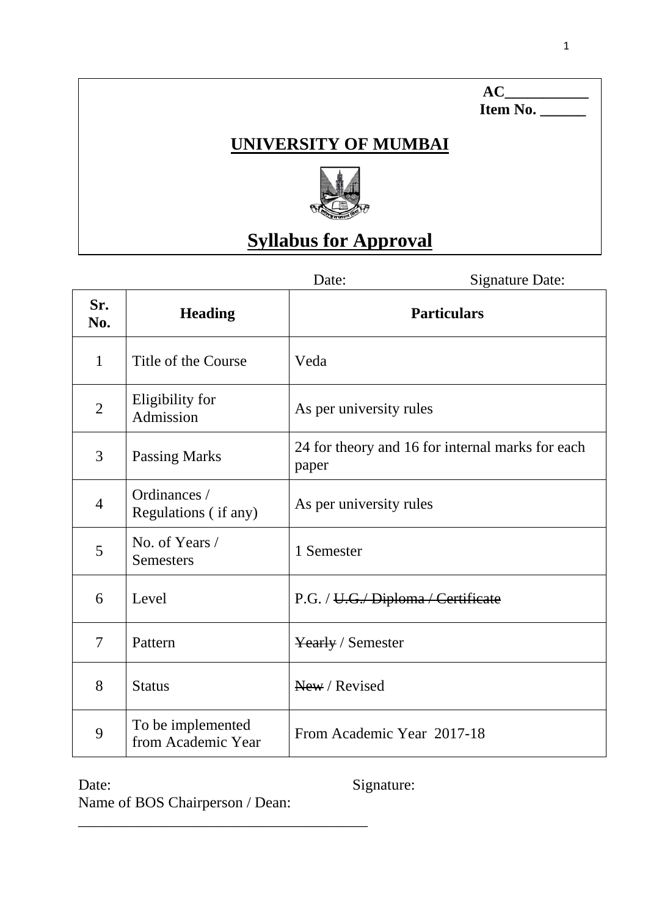**AC\_\_\_\_\_\_\_\_\_\_\_**
**Item No. \_\_\_\_\_\_**

# UNIVERSITY OF MUMBAI

# Syllabus for Approval

Date: Signature Date:

| Sr. No. | Heading | Particulars |
|---|---|---|
| 1 | Title of the Course | Veda |
| 2 | Eligibility for Admission | As per university rules |
| 3 | Passing Marks | 24 for theory and 16 for internal marks for each paper |
| 4 | Ordinances / Regulations ( if any) | As per university rules |
| 5 | No. of Years / Semesters | 1 Semester |
| 6 | Level | P.G. / ~~U.G./ Diploma / Certificate~~ |
| 7 | Pattern | ~~Yearly~~ / Semester |
| 8 | Status | ~~New~~ / Revised |
| 9 | To be implemented from Academic Year | From Academic Year 2017-18 |

Date: Signature:

Name of BOS Chairperson / Dean: \_\_\_\_\_\_\_\_\_\_\_\_\_\_\_\_\_\_\_\_\_\_\_\_\_\_\_\_\_\_\_\_\_\_\_\_\_\_\_\_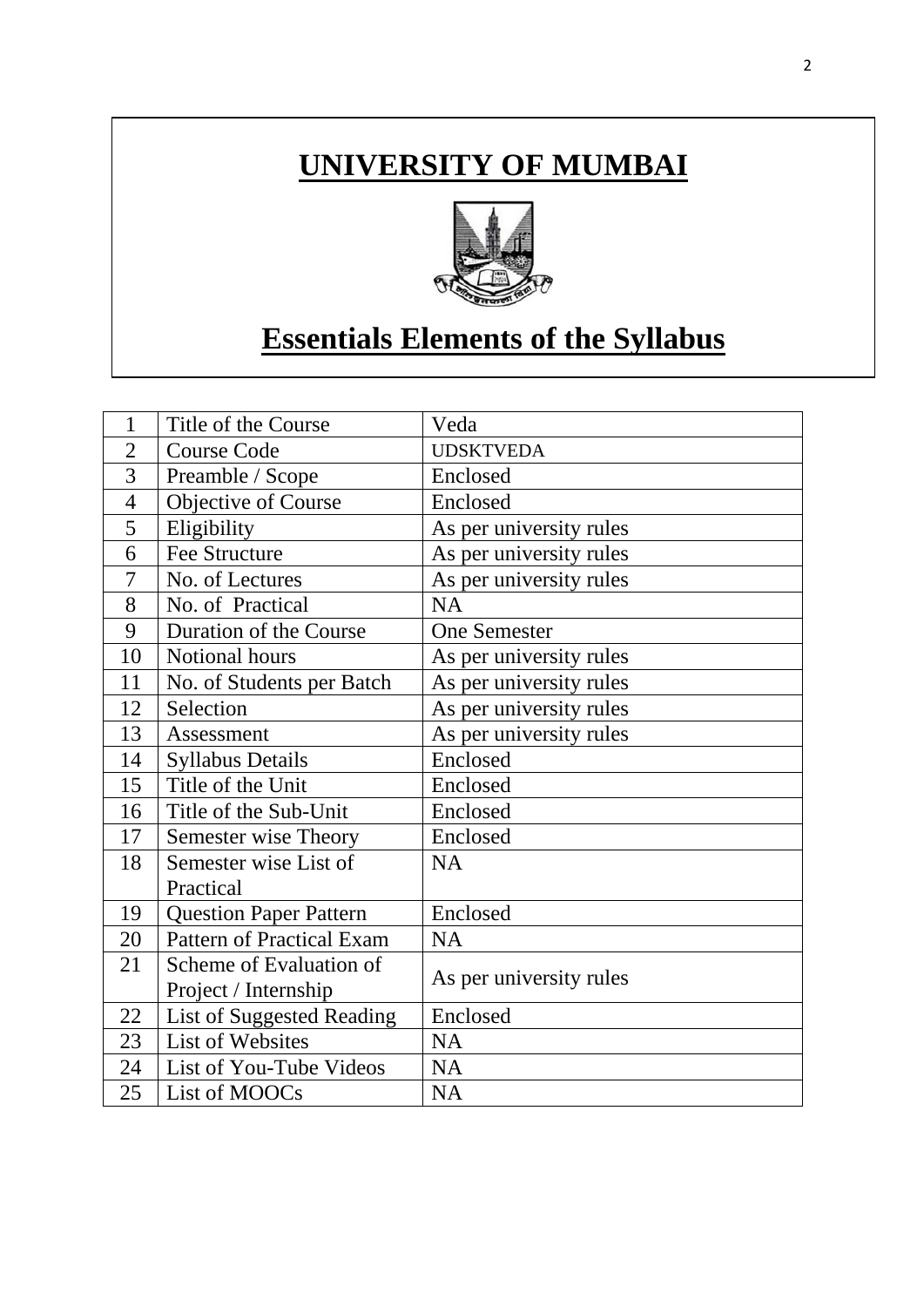# UNIVERSITY OF MUMBAI

# Essentials Elements of the Syllabus

| | | |
|---|---|---|
| 1 | Title of the Course | Veda |
| 2 | Course Code | UDSKTVEDA |
| 3 | Preamble / Scope | Enclosed |
| 4 | Objective of Course | Enclosed |
| 5 | Eligibility | As per university rules |
| 6 | Fee Structure | As per university rules |
| 7 | No. of Lectures | As per university rules |
| 8 | No. of Practical | NA |
| 9 | Duration of the Course | One Semester |
| 10 | Notional hours | As per university rules |
| 11 | No. of Students per Batch | As per university rules |
| 12 | Selection | As per university rules |
| 13 | Assessment | As per university rules |
| 14 | Syllabus Details | Enclosed |
| 15 | Title of the Unit | Enclosed |
| 16 | Title of the Sub-Unit | Enclosed |
| 17 | Semester wise Theory | Enclosed |
| 18 | Semester wise List of Practical | NA |
| 19 | Question Paper Pattern | Enclosed |
| 20 | Pattern of Practical Exam | NA |
| 21 | Scheme of Evaluation of Project / Internship | As per university rules |
| 22 | List of Suggested Reading | Enclosed |
| 23 | List of Websites | NA |
| 24 | List of You-Tube Videos | NA |
| 25 | List of MOOCs | NA |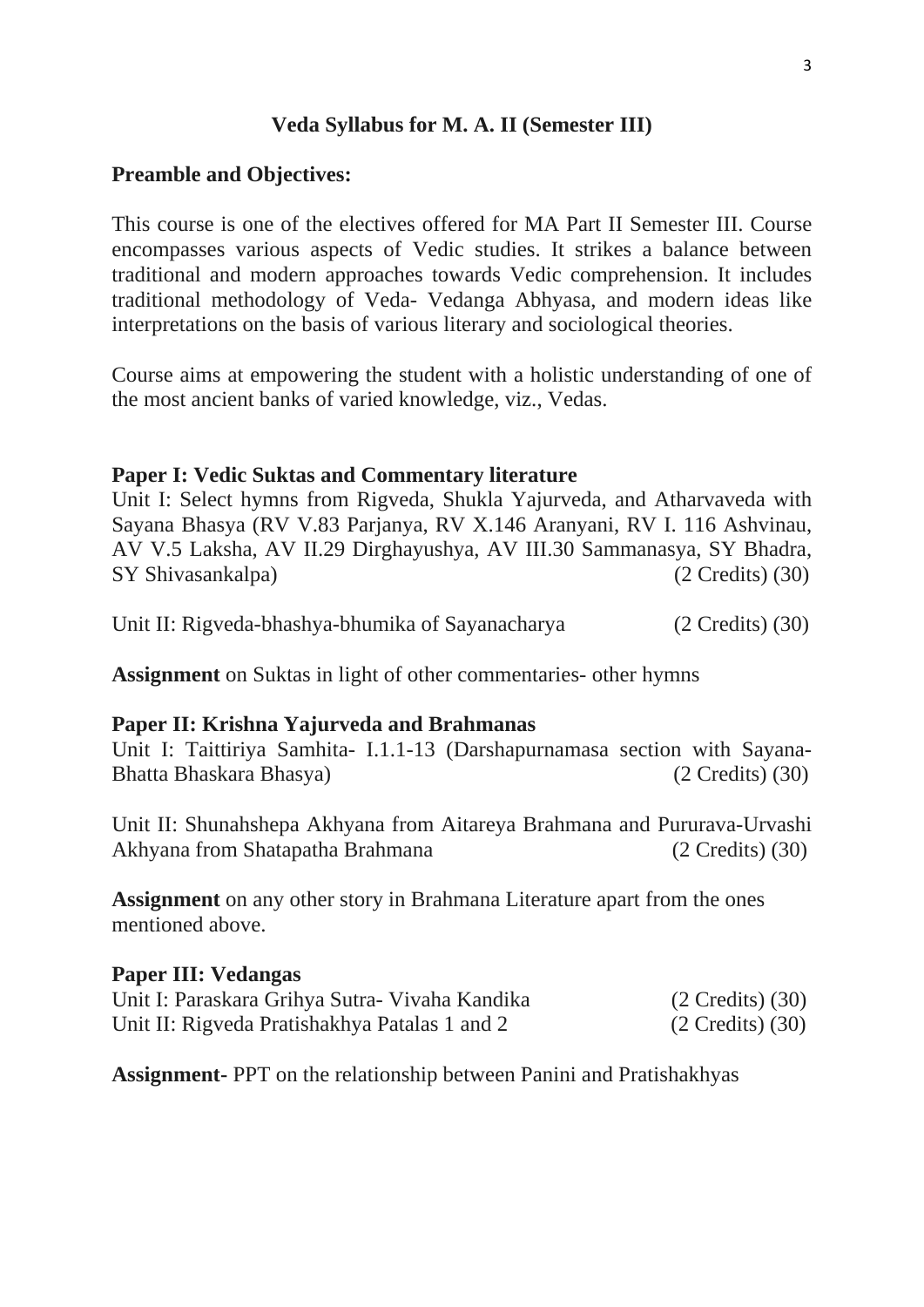## Veda Syllabus for M. A. II (Semester III)

### Preamble and Objectives:

This course is one of the electives offered for MA Part II Semester III. Course encompasses various aspects of Vedic studies. It strikes a balance between traditional and modern approaches towards Vedic comprehension. It includes traditional methodology of Veda- Vedanga Abhyasa, and modern ideas like interpretations on the basis of various literary and sociological theories.

Course aims at empowering the student with a holistic understanding of one of the most ancient banks of varied knowledge, viz., Vedas.

**Paper I: Vedic Suktas and Commentary literature**

Unit I: Select hymns from Rigveda, Shukla Yajurveda, and Atharvaveda with Sayana Bhasya (RV V.83 Parjanya, RV X.146 Aranyani, RV I. 116 Ashvinau, AV V.5 Laksha, AV II.29 Dirghayushya, AV III.30 Sammanasya, SY Bhadra, SY Shivasankalpa) (2 Credits) (30)

Unit II: Rigveda-bhashya-bhumika of Sayanacharya (2 Credits) (30)

**Assignment** on Suktas in light of other commentaries- other hymns

**Paper II: Krishna Yajurveda and Brahmanas**

Unit I: Taittiriya Samhita- I.1.1-13 (Darshapurnamasa section with Sayana-Bhatta Bhaskara Bhasya) (2 Credits) (30)

Unit II: Shunahshepa Akhyana from Aitareya Brahmana and Pururava-Urvashi Akhyana from Shatapatha Brahmana (2 Credits) (30)

**Assignment** on any other story in Brahmana Literature apart from the ones mentioned above.

**Paper III: Vedangas**

Unit I: Paraskara Grihya Sutra- Vivaha Kandika (2 Credits) (30)
Unit II: Rigveda Pratishakhya Patalas 1 and 2 (2 Credits) (30)

**Assignment-** PPT on the relationship between Panini and Pratishakhyas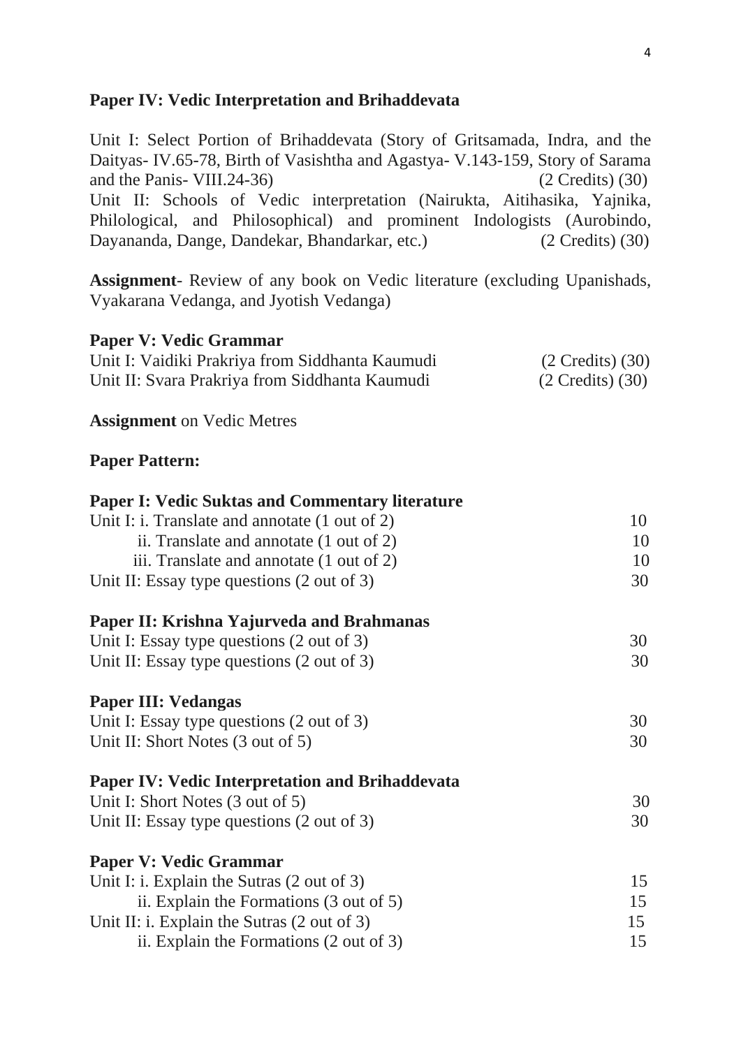**Paper IV: Vedic Interpretation and Brihaddevata**

Unit I: Select Portion of Brihaddevata (Story of Gritsamada, Indra, and the Daityas- IV.65-78, Birth of Vasishtha and Agastya- V.143-159, Story of Sarama and the Panis- VIII.24-36) (2 Credits) (30)

Unit II: Schools of Vedic interpretation (Nairukta, Aitihasika, Yajnika, Philological, and Philosophical) and prominent Indologists (Aurobindo, Dayananda, Dange, Dandekar, Bhandarkar, etc.) (2 Credits) (30)

**Assignment**- Review of any book on Vedic literature (excluding Upanishads, Vyakarana Vedanga, and Jyotish Vedanga)

**Paper V: Vedic Grammar**

Unit I: Vaidiki Prakriya from Siddhanta Kaumudi (2 Credits) (30)

Unit II: Svara Prakriya from Siddhanta Kaumudi (2 Credits) (30)

**Assignment** on Vedic Metres

**Paper Pattern:**

**Paper I: Vedic Suktas and Commentary literature**

| | |
|---|---|
| Unit I: i. Translate and annotate (1 out of 2) | 10 |
| ii. Translate and annotate (1 out of 2) | 10 |
| iii. Translate and annotate (1 out of 2) | 10 |
| Unit II: Essay type questions (2 out of 3) | 30 |

**Paper II: Krishna Yajurveda and Brahmanas**

| | |
|---|---|
| Unit I: Essay type questions (2 out of 3) | 30 |
| Unit II: Essay type questions (2 out of 3) | 30 |

**Paper III: Vedangas**

| | |
|---|---|
| Unit I: Essay type questions (2 out of 3) | 30 |
| Unit II: Short Notes (3 out of 5) | 30 |

**Paper IV: Vedic Interpretation and Brihaddevata**

| | |
|---|---|
| Unit I: Short Notes (3 out of 5) | 30 |
| Unit II: Essay type questions (2 out of 3) | 30 |

**Paper V: Vedic Grammar**

| | |
|---|---|
| Unit I: i. Explain the Sutras (2 out of 3) | 15 |
| ii. Explain the Formations (3 out of 5) | 15 |
| Unit II: i. Explain the Sutras (2 out of 3) | 15 |
| ii. Explain the Formations (2 out of 3) | 15 |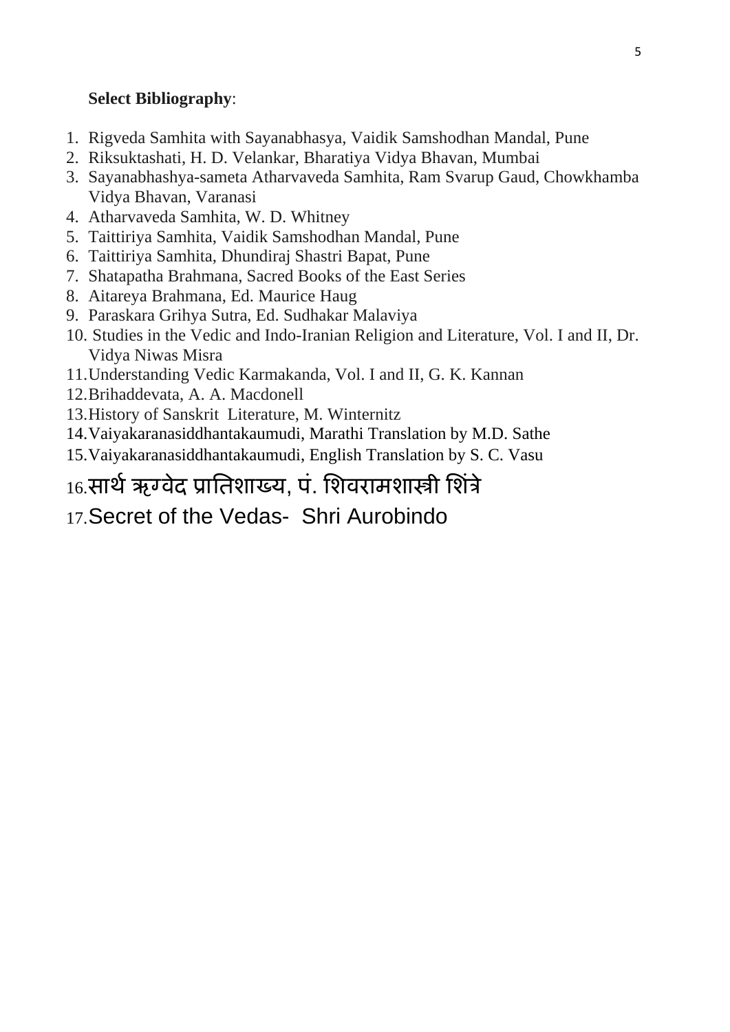**Select Bibliography**:

1. Rigveda Samhita with Sayanabhasya, Vaidik Samshodhan Mandal, Pune
2. Riksuktashati, H. D. Velankar, Bharatiya Vidya Bhavan, Mumbai
3. Sayanabhashya-sameta Atharvaveda Samhita, Ram Svarup Gaud, Chowkhamba Vidya Bhavan, Varanasi
4. Atharvaveda Samhita, W. D. Whitney
5. Taittiriya Samhita, Vaidik Samshodhan Mandal, Pune
6. Taittiriya Samhita, Dhundiraj Shastri Bapat, Pune
7. Shatapatha Brahmana, Sacred Books of the East Series
8. Aitareya Brahmana, Ed. Maurice Haug
9. Paraskara Grihya Sutra, Ed. Sudhakar Malaviya
10. Studies in the Vedic and Indo-Iranian Religion and Literature, Vol. I and II, Dr. Vidya Niwas Misra
11. Understanding Vedic Karmakanda, Vol. I and II, G. K. Kannan
12. Brihaddevata, A. A. Macdonell
13. History of Sanskrit Literature, M. Winternitz
14. Vaiyakaranasiddhantakaumudi, Marathi Translation by M.D. Sathe
15. Vaiyakaranasiddhantakaumudi, English Translation by S. C. Vasu
16. सार्थ ऋग्वेद प्रातिशाख्य, पं. शिवरामशास्त्री शिंत्रे
17. Secret of the Vedas- Shri Aurobindo